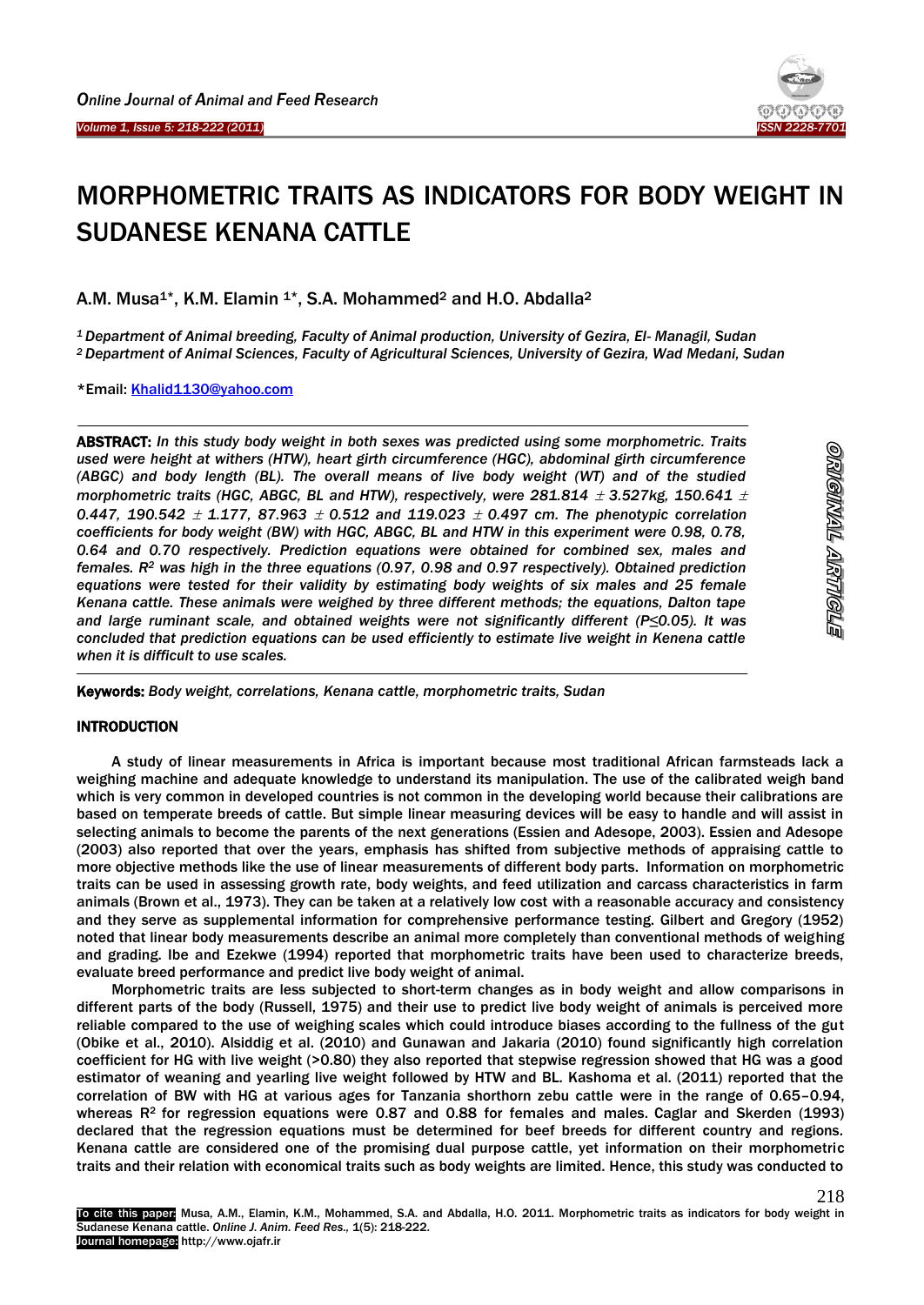# MORPHOMETRIC TRAITS AS INDICATORS FOR BODY WEIGHT IN SUDANESE KENANA CATTLE

A.M. Musa[1]*, K.M. Elamin [1]*, S.A. Mohammed[2] and H.O. Abdalla[2]

*[1] Department of Animal breeding, Faculty of Animal production, University of Gezira, El- Managil, Sudan*
*[2] Department of Animal Sciences, Faculty of Agricultural Sciences, University of Gezira, Wad Medani, Sudan*

*Email: Khalid1130@yahoo.com

**ABSTRACT:** *In this study body weight in both sexes was predicted using some morphometric. Traits used were height at withers (HTW), heart girth circumference (HGC), abdominal girth circumference (ABGC) and body length (BL). The overall means of live body weight (WT) and of the studied morphometric traits (HGC, ABGC, BL and HTW), respectively, were 281.814 $\pm$ 3.527kg, 150.641 $\pm$ 0.447, 190.542 $\pm$ 1.177, 87.963 $\pm$ 0.512 and 119.023 $\pm$ 0.497 cm. The phenotypic correlation coefficients for body weight (BW) with HGC, ABGC, BL and HTW in this experiment were 0.98, 0.78, 0.64 and 0.70 respectively. Prediction equations were obtained for combined sex, males and females. $R^2$ was high in the three equations (0.97, 0.98 and 0.97 respectively). Obtained prediction equations were tested for their validity by estimating body weights of six males and 25 female Kenana cattle. These animals were weighed by three different methods; the equations, Dalton tape and large ruminant scale, and obtained weights were not significantly different ($P \leq 0.05$). It was concluded that prediction equations can be used efficiently to estimate live weight in Kenena cattle when it is difficult to use scales.*

**Keywords:** *Body weight, correlations, Kenana cattle, morphometric traits, Sudan*

## INTRODUCTION

A study of linear measurements in Africa is important because most traditional African farmsteads lack a weighing machine and adequate knowledge to understand its manipulation. The use of the calibrated weigh band which is very common in developed countries is not common in the developing world because their calibrations are based on temperate breeds of cattle. But simple linear measuring devices will be easy to handle and will assist in selecting animals to become the parents of the next generations (Essien and Adesope, 2003). Essien and Adesope (2003) also reported that over the years, emphasis has shifted from subjective methods of appraising cattle to more objective methods like the use of linear measurements of different body parts. Information on morphometric traits can be used in assessing growth rate, body weights, and feed utilization and carcass characteristics in farm animals (Brown et al., 1973). They can be taken at a relatively low cost with a reasonable accuracy and consistency and they serve as supplemental information for comprehensive performance testing. Gilbert and Gregory (1952) noted that linear body measurements describe an animal more completely than conventional methods of weighing and grading. Ibe and Ezekwe (1994) reported that morphometric traits have been used to characterize breeds, evaluate breed performance and predict live body weight of animal.

Morphometric traits are less subjected to short-term changes as in body weight and allow comparisons in different parts of the body (Russell, 1975) and their use to predict live body weight of animals is perceived more reliable compared to the use of weighing scales which could introduce biases according to the fullness of the gut (Obike et al., 2010). Alsiddig et al. (2010) and Gunawan and Jakaria (2010) found significantly high correlation coefficient for HG with live weight (>0.80) they also reported that stepwise regression showed that HG was a good estimator of weaning and yearling live weight followed by HTW and BL. Kashoma et al. (2011) reported that the correlation of BW with HG at various ages for Tanzania shorthorn zebu cattle were in the range of 0.65–0.94, whereas $R^2$ for regression equations were 0.87 and 0.88 for females and males. Caglar and Skerden (1993) declared that the regression equations must be determined for beef breeds for different country and regions. Kenana cattle are considered one of the promising dual purpose cattle, yet information on their morphometric traits and their relation with economical traits such as body weights are limited. Hence, this study was conducted to

**To cite this paper:** Musa, A.M., Elamin, K.M., Mohammed, S.A. and Abdalla, H.O. 2011. Morphometric traits as indicators for body weight in Sudanese Kenana cattle. *Online J. Anim. Feed Res.*, 1(5): 218-222.
**Journal homepage:** http://www.ojafr.ir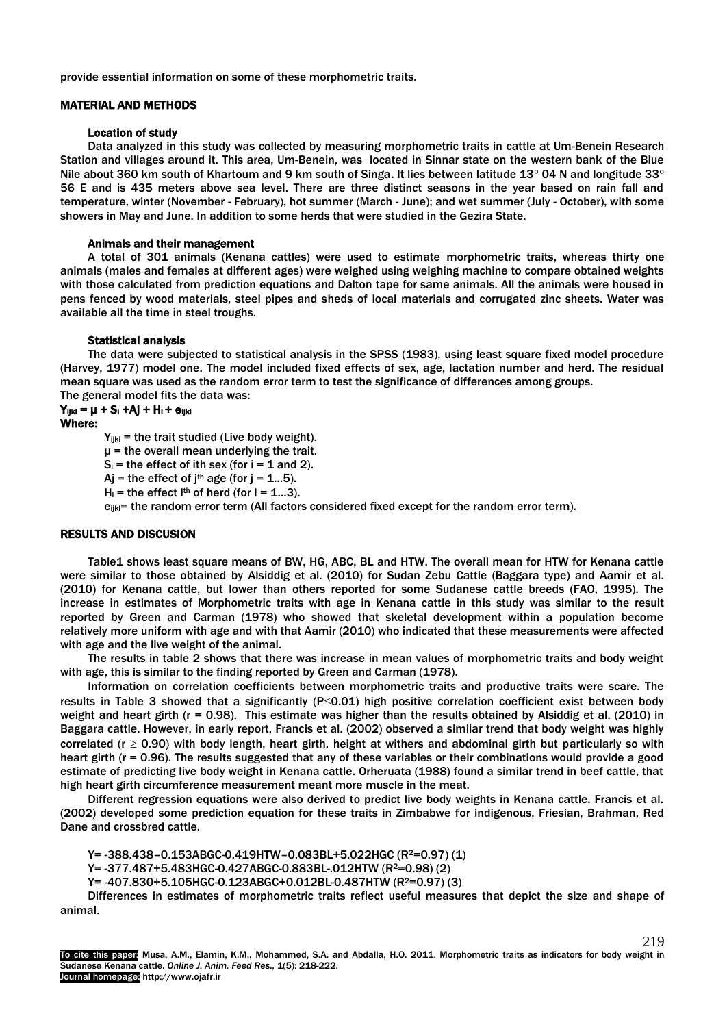provide essential information on some of these morphometric traits.

## MATERIAL AND METHODS

### Location of study

Data analyzed in this study was collected by measuring morphometric traits in cattle at Um-Benein Research Station and villages around it. This area, Um-Benein, was located in Sinnar state on the western bank of the Blue Nile about 360 km south of Khartoum and 9 km south of Singa. It lies between latitude 13° 04 N and longitude 33° 56 E and is 435 meters above sea level. There are three distinct seasons in the year based on rain fall and temperature, winter (November - February), hot summer (March - June); and wet summer (July - October), with some showers in May and June. In addition to some herds that were studied in the Gezira State.

### Animals and their management

A total of 301 animals (Kenana cattles) were used to estimate morphometric traits, whereas thirty one animals (males and females at different ages) were weighed using weighing machine to compare obtained weights with those calculated from prediction equations and Dalton tape for same animals. All the animals were housed in pens fenced by wood materials, steel pipes and sheds of local materials and corrugated zinc sheets. Water was available all the time in steel troughs.

### Statistical analysis

The data were subjected to statistical analysis in the SPSS (1983), using least square fixed model procedure (Harvey, 1977) model one. The model included fixed effects of sex, age, lactation number and herd. The residual mean square was used as the random error term to test the significance of differences among groups.

The general model fits the data was:

$$Y_{ijkl} = \mu + S_i + A_j + H_l + e_{ijkl}$$

**Where:**

$Y_{ijkl}$ = the trait studied (Live body weight).
$\mu$ = the overall mean underlying the trait.
$S_i$ = the effect of ith sex (for $i = 1$ and 2).
$A_j$ = the effect of $j^{th}$ age (for $j = 1...5$).
$H_l$ = the effect $l^{th}$ of herd (for $l = 1...3$).
$e_{ijkl}$= the random error term (All factors considered fixed except for the random error term).

## RESULTS AND DISCUSION

Table1 shows least square means of BW, HG, ABC, BL and HTW. The overall mean for HTW for Kenana cattle were similar to those obtained by Alsiddig et al. (2010) for Sudan Zebu Cattle (Baggara type) and Aamir et al. (2010) for Kenana cattle, but lower than others reported for some Sudanese cattle breeds (FAO, 1995). The increase in estimates of Morphometric traits with age in Kenana cattle in this study was similar to the result reported by Green and Carman (1978) who showed that skeletal development within a population become relatively more uniform with age and with that Aamir (2010) who indicated that these measurements were affected with age and the live weight of the animal.

The results in table 2 shows that there was increase in mean values of morphometric traits and body weight with age, this is similar to the finding reported by Green and Carman (1978).

Information on correlation coefficients between morphometric traits and productive traits were scare. The results in Table 3 showed that a significantly ($P \leq 0.01$) high positive correlation coefficient exist between body weight and heart girth ($r = 0.98$). This estimate was higher than the results obtained by Alsiddig et al. (2010) in Baggara cattle. However, in early report, Francis et al. (2002) observed a similar trend that body weight was highly correlated ($r \geq 0.90$) with body length, heart girth, height at withers and abdominal girth but particularly so with heart girth ($r = 0.96$). The results suggested that any of these variables or their combinations would provide a good estimate of predicting live body weight in Kenana cattle. Orheruata (1988) found a similar trend in beef cattle, that high heart girth circumference measurement meant more muscle in the meat.

Different regression equations were also derived to predict live body weights in Kenana cattle. Francis et al. (2002) developed some prediction equation for these traits in Zimbabwe for indigenous, Friesian, Brahman, Red Dane and crossbred cattle.

Y= -388.438–0.153ABGC-0.419HTW–0.083BL+5.022HGC ($R^2$=0.97) (1)
Y= -377.487+5.483HGC-0.427ABGC-0.883BL-.012HTW ($R^2$=0.98) (2)
Y= -407.830+5.105HGC-0.123ABGC+0.012BL-0.487HTW ($R^2$=0.97) (3)

Differences in estimates of morphometric traits reflect useful measures that depict the size and shape of animal.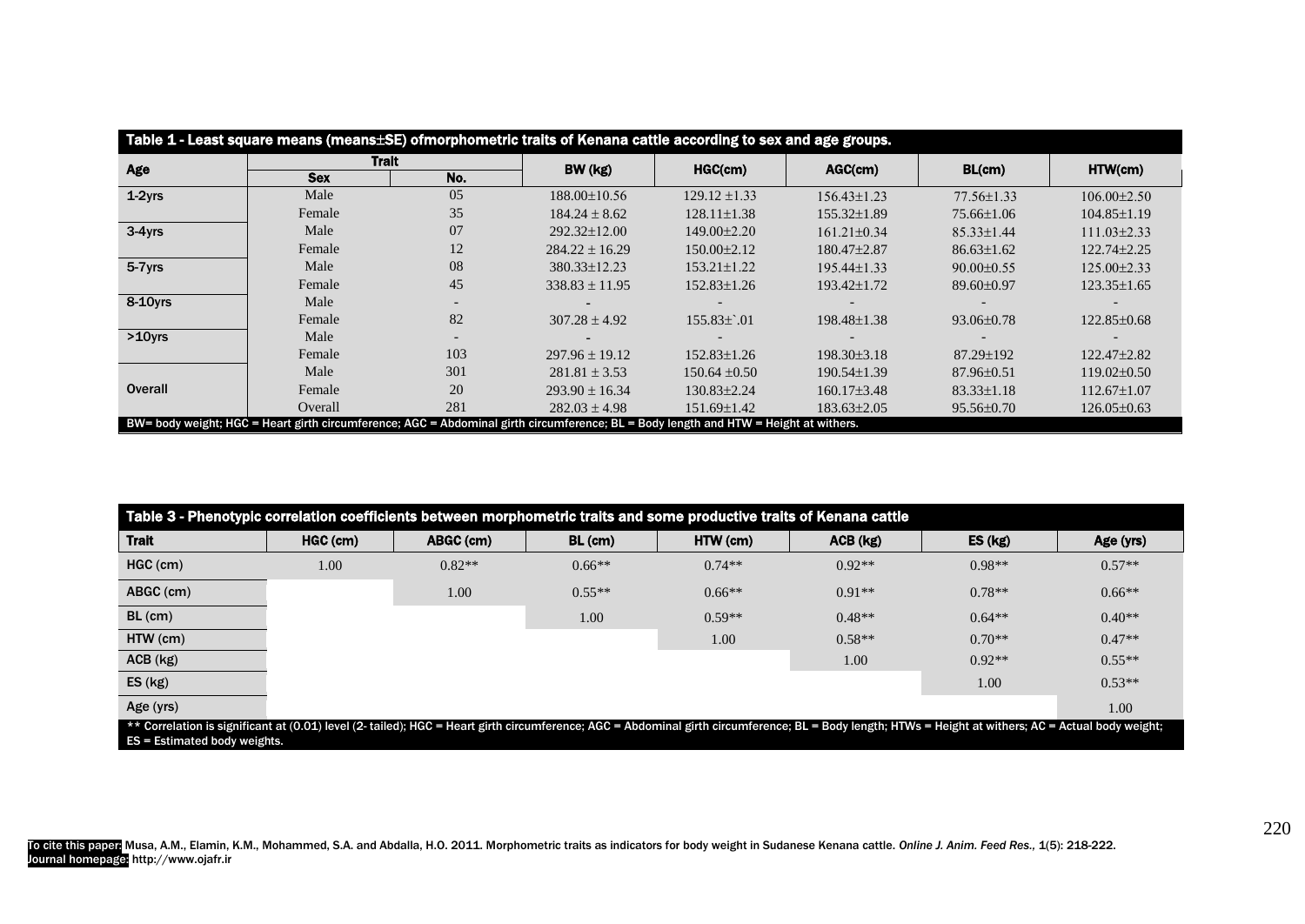Table 1 - Least square means (means±SE) ofmorphometric traits of Kenana cattle according to sex and age groups.

| Age | Trait | | BW (kg) | HGC(cm) | AGC(cm) | BL(cm) | HTW(cm) |
|---|---|---|---|---|---|---|---|
| | Sex | No. | | | | | |
| 1-2yrs | Male | 05 | 188.00±10.56 | 129.12 ±1.33 | 156.43±1.23 | 77.56±1.33 | 106.00±2.50 |
| | Female | 35 | 184.24 ± 8.62 | 128.11±1.38 | 155.32±1.89 | 75.66±1.06 | 104.85±1.19 |
| 3-4yrs | Male | 07 | 292.32±12.00 | 149.00±2.20 | 161.21±0.34 | 85.33±1.44 | 111.03±2.33 |
| | Female | 12 | 284.22 ± 16.29 | 150.00±2.12 | 180.47±2.87 | 86.63±1.62 | 122.74±2.25 |
| 5-7yrs | Male | 08 | 380.33±12.23 | 153.21±1.22 | 195.44±1.33 | 90.00±0.55 | 125.00±2.33 |
| | Female | 45 | 338.83 ± 11.95 | 152.83±1.26 | 193.42±1.72 | 89.60±0.97 | 123.35±1.65 |
| 8-10yrs | Male | - | - | - | - | - | - |
| | Female | 82 | 307.28 ± 4.92 | 155.83±`.01 | 198.48±1.38 | 93.06±0.78 | 122.85±0.68 |
| >10yrs | Male | - | - | - | - | - | - |
| | Female | 103 | 297.96 ± 19.12 | 152.83±1.26 | 198.30±3.18 | 87.29±192 | 122.47±2.82 |
| Overall | Male | 301 | 281.81 ± 3.53 | 150.64 ±0.50 | 190.54±1.39 | 87.96±0.51 | 119.02±0.50 |
| | Female | 20 | 293.90 ± 16.34 | 130.83±2.24 | 160.17±3.48 | 83.33±1.18 | 112.67±1.07 |
| | Overall | 281 | 282.03 ± 4.98 | 151.69±1.42 | 183.63±2.05 | 95.56±0.70 | 126.05±0.63 |

BW= body weight; HGC = Heart girth circumference; AGC = Abdominal girth circumference; BL = Body length and HTW = Height at withers.

Table 3 - Phenotypic correlation coefficients between morphometric traits and some productive traits of Kenana cattle

| Trait | HGC (cm) | ABGC (cm) | BL (cm) | HTW (cm) | ACB (kg) | ES (kg) | Age (yrs) |
|---|---|---|---|---|---|---|---|
| HGC (cm) | 1.00 | 0.82** | 0.66** | 0.74** | 0.92** | 0.98** | 0.57** |
| ABGC (cm) | | 1.00 | 0.55** | 0.66** | 0.91** | 0.78** | 0.66** |
| BL (cm) | | | 1.00 | 0.59** | 0.48** | 0.64** | 0.40** |
| HTW (cm) | | | | 1.00 | 0.58** | 0.70** | 0.47** |
| ACB (kg) | | | | | 1.00 | 0.92** | 0.55** |
| ES (kg) | | | | | | 1.00 | 0.53** |
| Age (yrs) | | | | | | | 1.00 |

** Correlation is significant at (0.01) level (2- tailed); HGC = Heart girth circumference; AGC = Abdominal girth circumference; BL = Body length; HTWs = Height at withers; AC = Actual body weight; ES = Estimated body weights.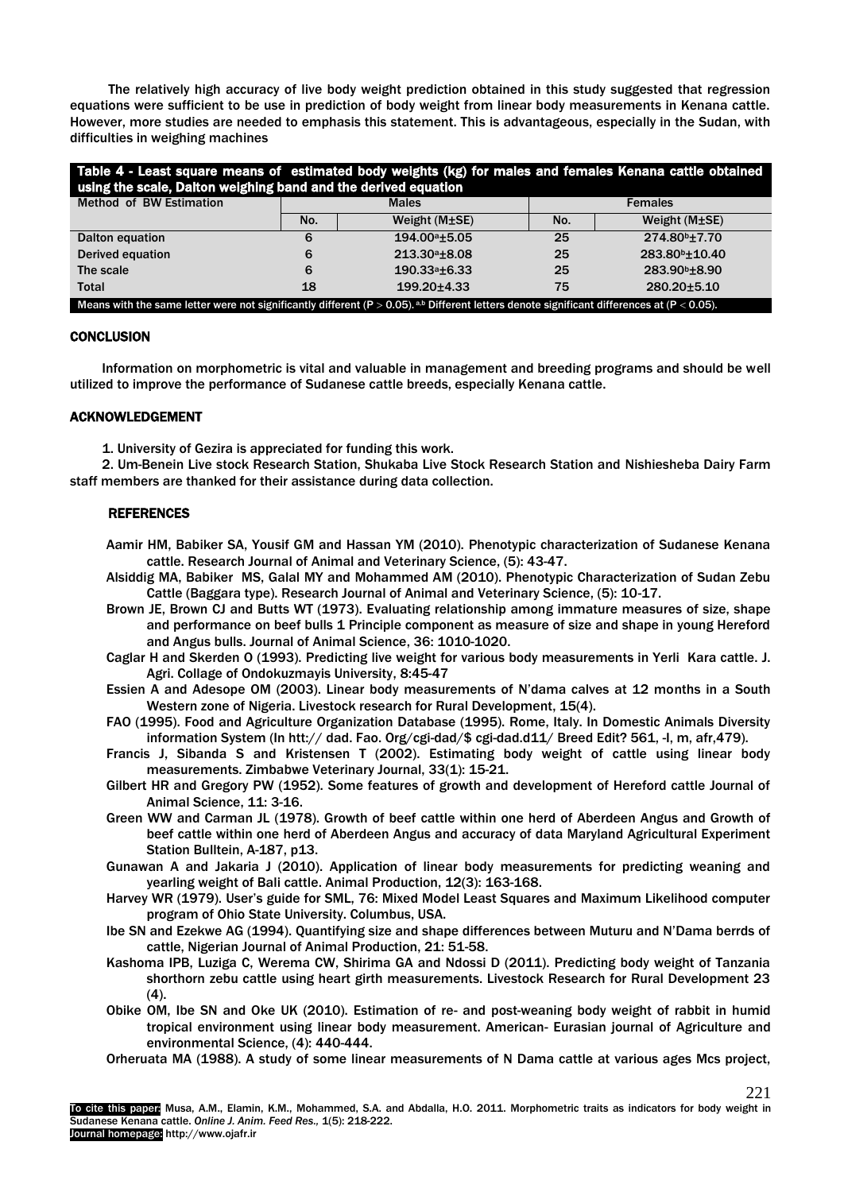The relatively high accuracy of live body weight prediction obtained in this study suggested that regression equations were sufficient to be use in prediction of body weight from linear body measurements in Kenana cattle. However, more studies are needed to emphasis this statement. This is advantageous, especially in the Sudan, with difficulties in weighing machines

**Table 4 - Least square means of estimated body weights (kg) for males and females Kenana cattle obtained using the scale, Dalton weighing band and the derived equation**

| Method of BW Estimation | Males | | Females | |
|---|---|---|---|---|
| | No. | Weight (M±SE) | No. | Weight (M±SE) |
| Dalton equation | 6 | 194.00[a]±5.05 | 25 | 274.80[b]±7.70 |
| Derived equation | 6 | 213.30[a]±8.08 | 25 | 283.80[b]±10.40 |
| The scale | 6 | 190.33[a]±6.33 | 25 | 283.90[b]±8.90 |
| Total | 18 | 199.20±4.33 | 75 | 280.20±5.10 |

Means with the same letter were not significantly different ($P > 0.05$). [a,b] Different letters denote significant differences at ($P < 0.05$).

## CONCLUSION

Information on morphometric is vital and valuable in management and breeding programs and should be well utilized to improve the performance of Sudanese cattle breeds, especially Kenana cattle.

## ACKNOWLEDGEMENT

1. University of Gezira is appreciated for funding this work.
2. Um-Benein Live stock Research Station, Shukaba Live Stock Research Station and Nishiesheba Dairy Farm staff members are thanked for their assistance during data collection.

## REFERENCES

Aamir HM, Babiker SA, Yousif GM and Hassan YM (2010). Phenotypic characterization of Sudanese Kenana cattle. Research Journal of Animal and Veterinary Science, (5): 43-47.

Alsiddig MA, Babiker MS, Galal MY and Mohammed AM (2010). Phenotypic Characterization of Sudan Zebu Cattle (Baggara type). Research Journal of Animal and Veterinary Science, (5): 10-17.

Brown JE, Brown CJ and Butts WT (1973). Evaluating relationship among immature measures of size, shape and performance on beef bulls 1 Principle component as measure of size and shape in young Hereford and Angus bulls. Journal of Animal Science, 36: 1010-1020.

Caglar H and Skerden O (1993). Predicting live weight for various body measurements in Yerli Kara cattle. J. Agri. Collage of Ondokuzmayis University, 8:45-47

Essien A and Adesope OM (2003). Linear body measurements of N'dama calves at 12 months in a South Western zone of Nigeria. Livestock research for Rural Development, 15(4).

FAO (1995). Food and Agriculture Organization Database (1995). Rome, Italy. In Domestic Animals Diversity information System (In htt:// dad. Fao. Org/cgi-dad/$ cgi-dad.d11/ Breed Edit? 561, -I, m, afr,479).

Francis J, Sibanda S and Kristensen T (2002). Estimating body weight of cattle using linear body measurements. Zimbabwe Veterinary Journal, 33(1): 15-21.

Gilbert HR and Gregory PW (1952). Some features of growth and development of Hereford cattle Journal of Animal Science, 11: 3-16.

Green WW and Carman JL (1978). Growth of beef cattle within one herd of Aberdeen Angus and Growth of beef cattle within one herd of Aberdeen Angus and accuracy of data Maryland Agricultural Experiment Station Bulltein, A-187, p13.

Gunawan A and Jakaria J (2010). Application of linear body measurements for predicting weaning and yearling weight of Bali cattle. Animal Production, 12(3): 163-168.

Harvey WR (1979). User's guide for SML, 76: Mixed Model Least Squares and Maximum Likelihood computer program of Ohio State University. Columbus, USA.

Ibe SN and Ezekwe AG (1994). Quantifying size and shape differences between Muturu and N'Dama berrds of cattle, Nigerian Journal of Animal Production, 21: 51-58.

Kashoma IPB, Luziga C, Werema CW, Shirima GA and Ndossi D (2011). Predicting body weight of Tanzania shorthorn zebu cattle using heart girth measurements. Livestock Research for Rural Development 23 (4).

Obike OM, Ibe SN and Oke UK (2010). Estimation of re- and post-weaning body weight of rabbit in humid tropical environment using linear body measurement. American- Eurasian journal of Agriculture and environmental Science, (4): 440-444.

Orheruata MA (1988). A study of some linear measurements of N Dama cattle at various ages Mcs project,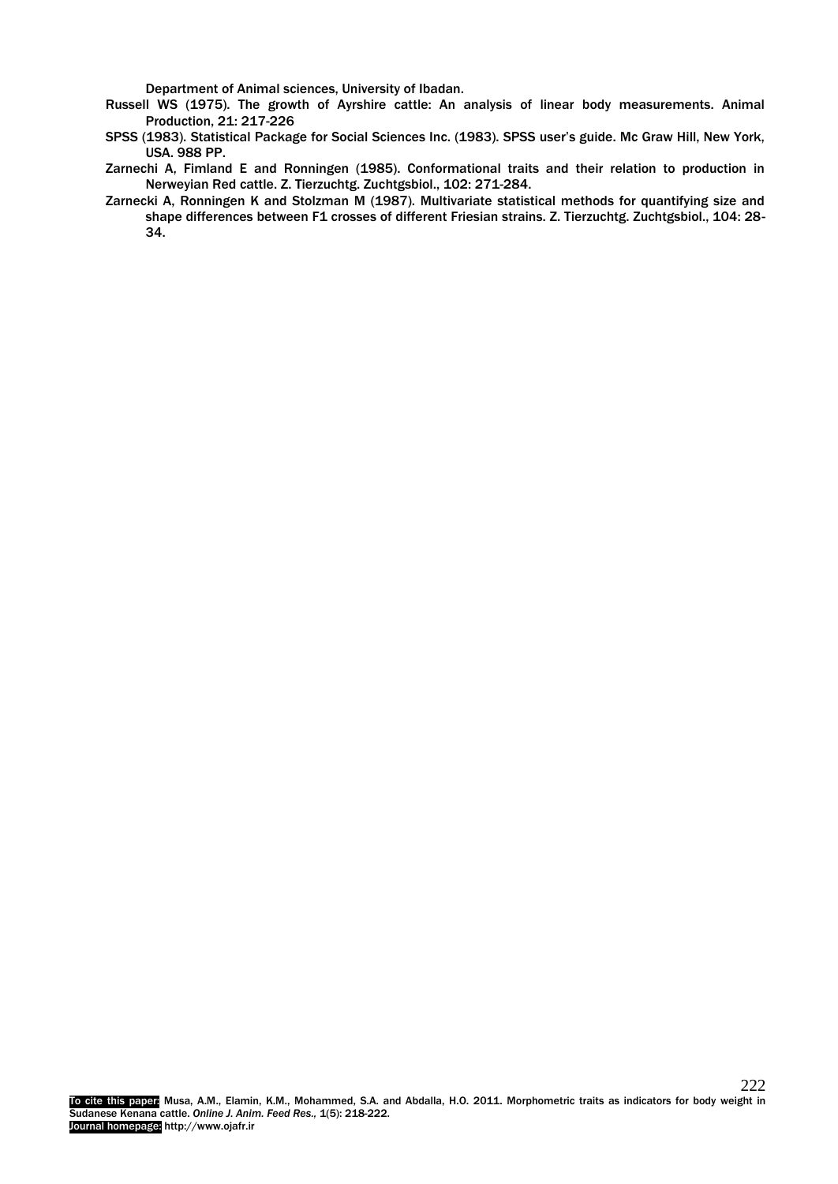Department of Animal sciences, University of Ibadan.

Russell WS (1975). The growth of Ayrshire cattle: An analysis of linear body measurements. Animal Production, 21: 217-226

SPSS (1983). Statistical Package for Social Sciences Inc. (1983). SPSS user's guide. Mc Graw Hill, New York, USA. 988 PP.

Zarnechi A, Fimland E and Ronningen (1985). Conformational traits and their relation to production in Nerweyian Red cattle. Z. Tierzuchtg. Zuchtgsbiol., 102: 271-284.

Zarnecki A, Ronningen K and Stolzman M (1987). Multivariate statistical methods for quantifying size and shape differences between F1 crosses of different Friesian strains. Z. Tierzuchtg. Zuchtgsbiol., 104: 28-34.